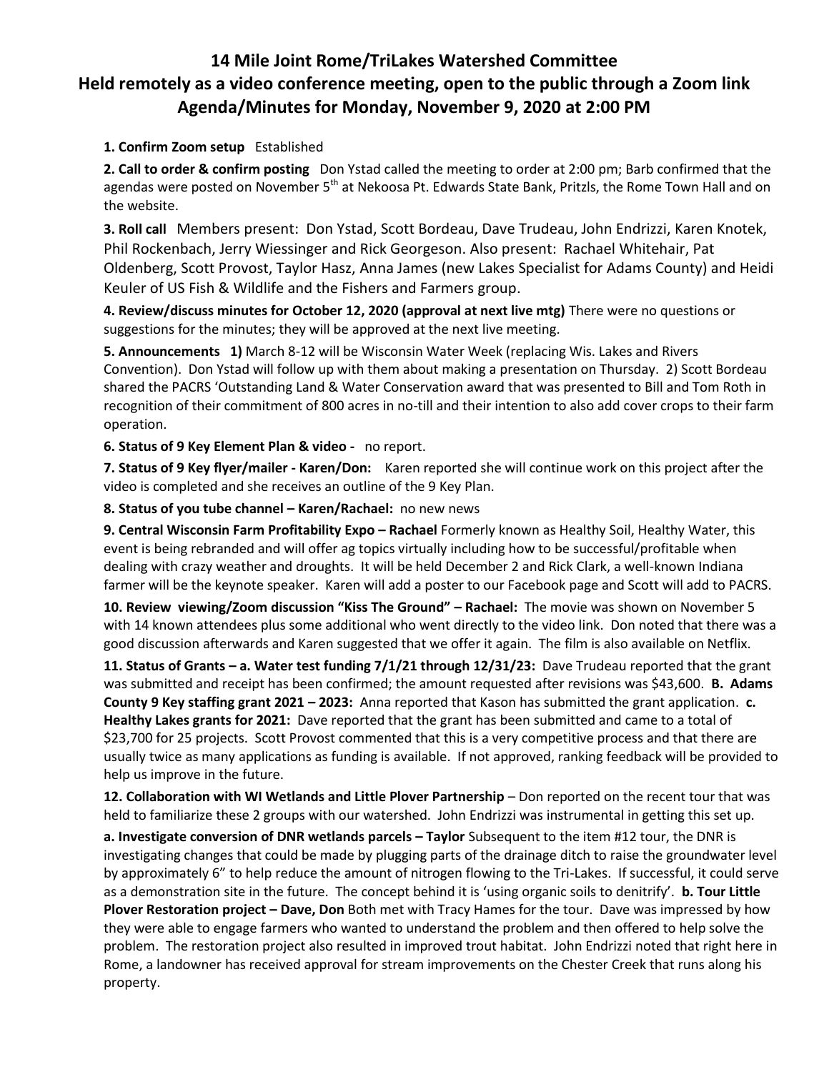# 14 Mile Joint Rome/TriLakes Watershed Committee
## Held remotely as a video conference meeting, open to the public through a Zoom link
## Agenda/Minutes for Monday, November 9, 2020 at 2:00 PM

**1. Confirm Zoom setup** Established

**2. Call to order & confirm posting** Don Ystad called the meeting to order at 2:00 pm; Barb confirmed that the agendas were posted on November 5th at Nekoosa Pt. Edwards State Bank, Pritzls, the Rome Town Hall and on the website.

**3. Roll call** Members present: Don Ystad, Scott Bordeau, Dave Trudeau, John Endrizzi, Karen Knotek, Phil Rockenbach, Jerry Wiessinger and Rick Georgeson. Also present: Rachael Whitehair, Pat Oldenberg, Scott Provost, Taylor Hasz, Anna James (new Lakes Specialist for Adams County) and Heidi Keuler of US Fish & Wildlife and the Fishers and Farmers group.

**4. Review/discuss minutes for October 12, 2020 (approval at next live mtg)** There were no questions or suggestions for the minutes; they will be approved at the next live meeting.

**5. Announcements 1)** March 8-12 will be Wisconsin Water Week (replacing Wis. Lakes and Rivers Convention). Don Ystad will follow up with them about making a presentation on Thursday. 2) Scott Bordeau shared the PACRS 'Outstanding Land & Water Conservation award that was presented to Bill and Tom Roth in recognition of their commitment of 800 acres in no-till and their intention to also add cover crops to their farm operation.

**6. Status of 9 Key Element Plan & video -** no report.

**7. Status of 9 Key flyer/mailer - Karen/Don:** Karen reported she will continue work on this project after the video is completed and she receives an outline of the 9 Key Plan.

**8. Status of you tube channel – Karen/Rachael:** no new news

**9. Central Wisconsin Farm Profitability Expo – Rachael** Formerly known as Healthy Soil, Healthy Water, this event is being rebranded and will offer ag topics virtually including how to be successful/profitable when dealing with crazy weather and droughts. It will be held December 2 and Rick Clark, a well-known Indiana farmer will be the keynote speaker. Karen will add a poster to our Facebook page and Scott will add to PACRS.

**10. Review viewing/Zoom discussion "Kiss The Ground" – Rachael:** The movie was shown on November 5 with 14 known attendees plus some additional who went directly to the video link. Don noted that there was a good discussion afterwards and Karen suggested that we offer it again. The film is also available on Netflix.

**11. Status of Grants – a. Water test funding 7/1/21 through 12/31/23:** Dave Trudeau reported that the grant was submitted and receipt has been confirmed; the amount requested after revisions was $43,600. **B. Adams County 9 Key staffing grant 2021 – 2023:** Anna reported that Kason has submitted the grant application. **c. Healthy Lakes grants for 2021:** Dave reported that the grant has been submitted and came to a total of $23,700 for 25 projects. Scott Provost commented that this is a very competitive process and that there are usually twice as many applications as funding is available. If not approved, ranking feedback will be provided to help us improve in the future.

**12. Collaboration with WI Wetlands and Little Plover Partnership** – Don reported on the recent tour that was held to familiarize these 2 groups with our watershed. John Endrizzi was instrumental in getting this set up.

**a. Investigate conversion of DNR wetlands parcels – Taylor** Subsequent to the item #12 tour, the DNR is investigating changes that could be made by plugging parts of the drainage ditch to raise the groundwater level by approximately 6" to help reduce the amount of nitrogen flowing to the Tri-Lakes. If successful, it could serve as a demonstration site in the future. The concept behind it is 'using organic soils to denitrify'. **b. Tour Little Plover Restoration project – Dave, Don** Both met with Tracy Hames for the tour. Dave was impressed by how they were able to engage farmers who wanted to understand the problem and then offered to help solve the problem. The restoration project also resulted in improved trout habitat. John Endrizzi noted that right here in Rome, a landowner has received approval for stream improvements on the Chester Creek that runs along his property.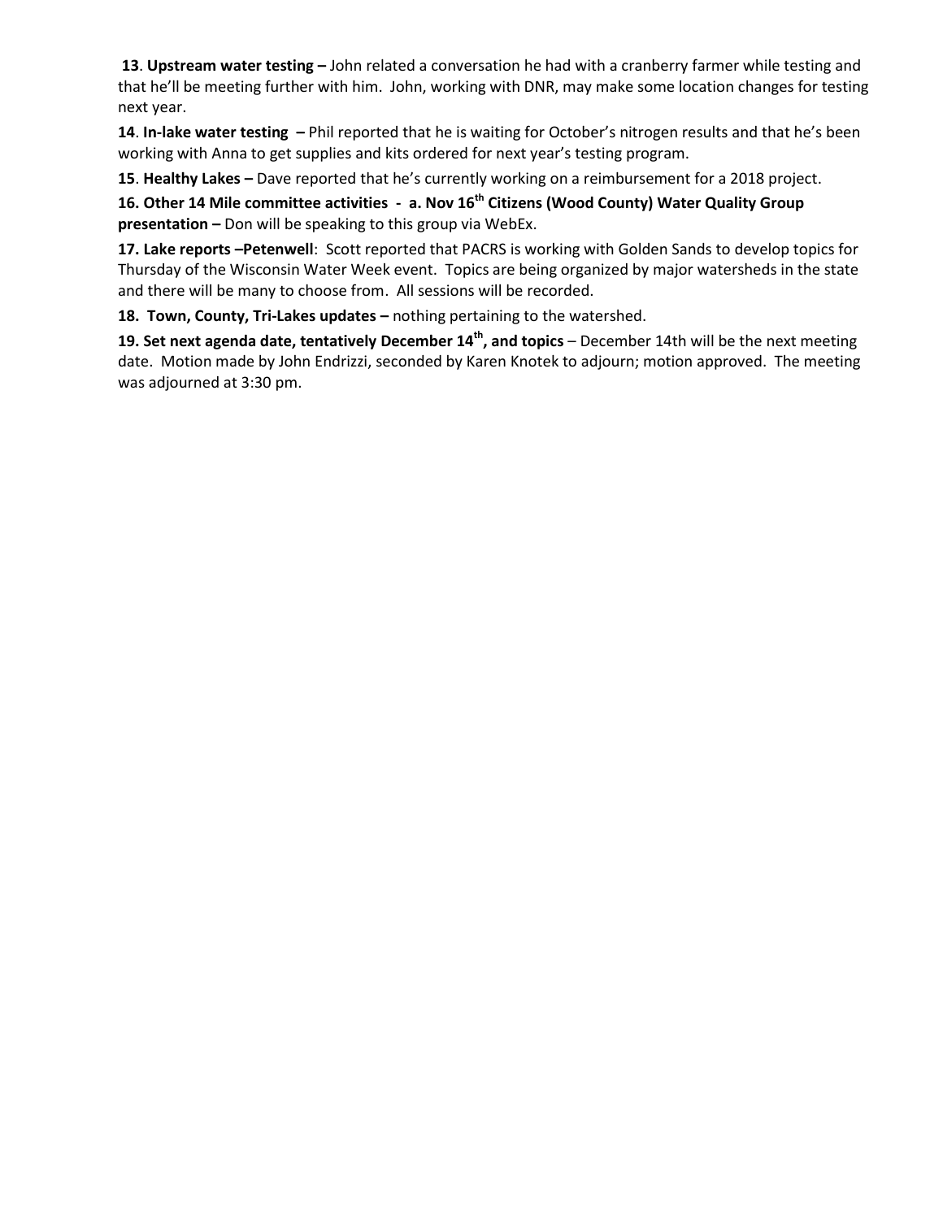**13**. **Upstream water testing –** John related a conversation he had with a cranberry farmer while testing and that he'll be meeting further with him. John, working with DNR, may make some location changes for testing next year.

**14**. **In-lake water testing –** Phil reported that he is waiting for October's nitrogen results and that he's been working with Anna to get supplies and kits ordered for next year's testing program.

**15**. **Healthy Lakes –** Dave reported that he's currently working on a reimbursement for a 2018 project.

**16. Other 14 Mile committee activities - a. Nov 16th Citizens (Wood County) Water Quality Group presentation –** Don will be speaking to this group via WebEx.

**17. Lake reports –Petenwell**: Scott reported that PACRS is working with Golden Sands to develop topics for Thursday of the Wisconsin Water Week event. Topics are being organized by major watersheds in the state and there will be many to choose from. All sessions will be recorded.

**18. Town, County, Tri-Lakes updates –** nothing pertaining to the watershed.

**19. Set next agenda date, tentatively December 14th, and topics** – December 14th will be the next meeting date. Motion made by John Endrizzi, seconded by Karen Knotek to adjourn; motion approved. The meeting was adjourned at 3:30 pm.